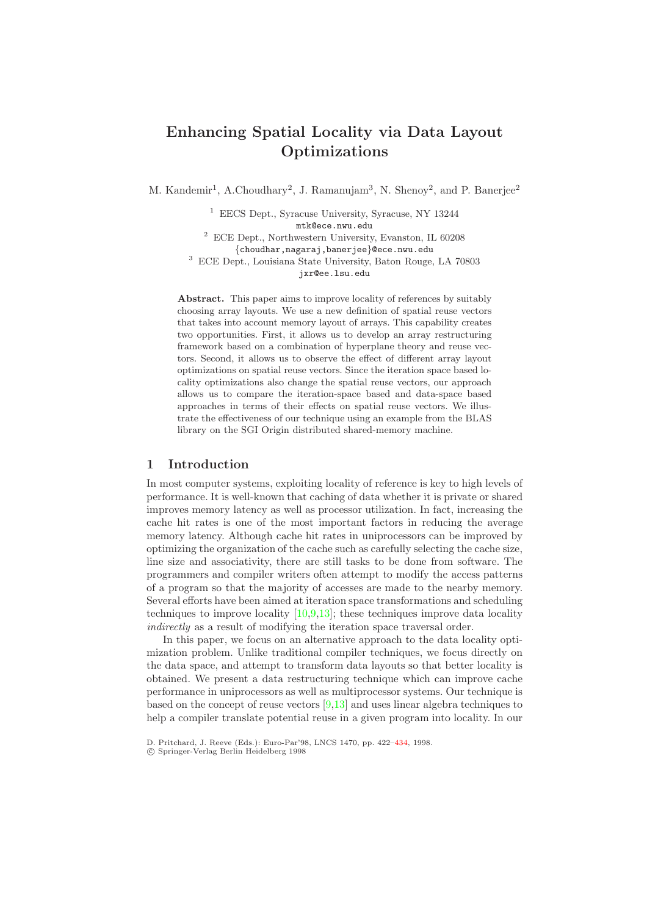# Enhancing Spatial Locality via Data Layout Optimizations

M. Kandemir[1], A.Choudhary[2], J. Ramanujam[3], N. Shenoy[2], and P. Banerjee[2]

[1] EECS Dept., Syracuse University, Syracuse, NY 13244
mtk@ece.nwu.edu

[2] ECE Dept., Northwestern University, Evanston, IL 60208
{choudhar,nagaraj,banerjee}@ece.nwu.edu

[3] ECE Dept., Louisiana State University, Baton Rouge, LA 70803
jxr@ee.lsu.edu

**Abstract.** This paper aims to improve locality of references by suitably choosing array layouts. We use a new definition of spatial reuse vectors that takes into account memory layout of arrays. This capability creates two opportunities. First, it allows us to develop an array restructuring framework based on a combination of hyperplane theory and reuse vectors. Second, it allows us to observe the effect of different array layout optimizations on spatial reuse vectors. Since the iteration space based locality optimizations also change the spatial reuse vectors, our approach allows us to compare the iteration-space based and data-space based approaches in terms of their effects on spatial reuse vectors. We illustrate the effectiveness of our technique using an example from the BLAS library on the SGI Origin distributed shared-memory machine.

## 1 Introduction

In most computer systems, exploiting locality of reference is key to high levels of performance. It is well-known that caching of data whether it is private or shared improves memory latency as well as processor utilization. In fact, increasing the cache hit rates is one of the most important factors in reducing the average memory latency. Although cache hit rates in uniprocessors can be improved by optimizing the organization of the cache such as carefully selecting the cache size, line size and associativity, there are still tasks to be done from software. The programmers and compiler writers often attempt to modify the access patterns of a program so that the majority of accesses are made to the nearby memory. Several efforts have been aimed at iteration space transformations and scheduling techniques to improve locality [10,9,13]; these techniques improve data locality *indirectly* as a result of modifying the iteration space traversal order.

In this paper, we focus on an alternative approach to the data locality optimization problem. Unlike traditional compiler techniques, we focus directly on the data space, and attempt to transform data layouts so that better locality is obtained. We present a data restructuring technique which can improve cache performance in uniprocessors as well as multiprocessor systems. Our technique is based on the concept of reuse vectors [9,13] and uses linear algebra techniques to help a compiler translate potential reuse in a given program into locality. In our

D. Pritchard, J. Reeve (Eds.): Euro-Par'98, LNCS 1470, pp. 422–434, 1998.
© Springer-Verlag Berlin Heidelberg 1998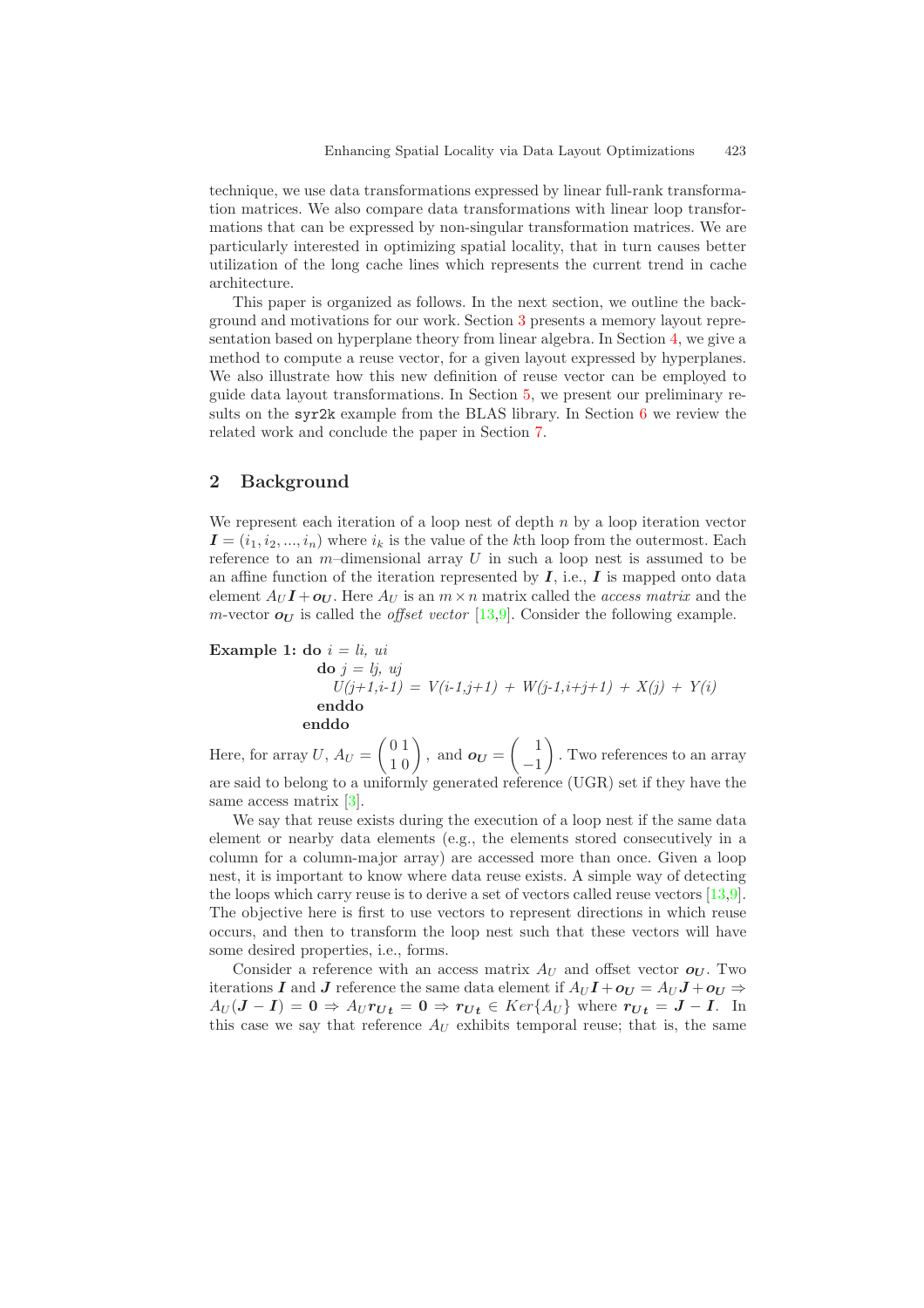technique, we use data transformations expressed by linear full-rank transformation matrices. We also compare data transformations with linear loop transformations that can be expressed by non-singular transformation matrices. We are particularly interested in optimizing spatial locality, that in turn causes better utilization of the long cache lines which represents the current trend in cache architecture.

This paper is organized as follows. In the next section, we outline the background and motivations for our work. Section 3 presents a memory layout representation based on hyperplane theory from linear algebra. In Section 4, we give a method to compute a reuse vector, for a given layout expressed by hyperplanes. We also illustrate how this new definition of reuse vector can be employed to guide data layout transformations. In Section 5, we present our preliminary results on the `syr2k` example from the BLAS library. In Section 6 we review the related work and conclude the paper in Section 7.

## 2 Background

We represent each iteration of a loop nest of depth $n$ by a loop iteration vector $\boldsymbol{I} = (i_1, i_2, ..., i_n)$ where $i_k$ is the value of the $k$th loop from the outermost. Each reference to an $m$–dimensional array $U$ in such a loop nest is assumed to be an affine function of the iteration represented by $\boldsymbol{I}$, i.e., $\boldsymbol{I}$ is mapped onto data element $A_U\boldsymbol{I} + \boldsymbol{o_U}$. Here $A_U$ is an $m \times n$ matrix called the *access matrix* and the $m$-vector $\boldsymbol{o_U}$ is called the *offset vector* [13,9]. Consider the following example.

**Example 1:**
```
do i = li, ui
   do j = lj, uj
      U(j+1,i-1) = V(i-1,j+1) + W(j-1,i+j+1) + X(j) + Y(i)
   enddo
enddo
```

Here, for array $U$, $A_U = \begin{pmatrix} 0 & 1 \\ 1 & 0 \end{pmatrix}$, and $\boldsymbol{o_U} = \begin{pmatrix} 1 \\ -1 \end{pmatrix}$. Two references to an array are said to belong to a uniformly generated reference (UGR) set if they have the same access matrix [3].

We say that reuse exists during the execution of a loop nest if the same data element or nearby data elements (e.g., the elements stored consecutively in a column for a column-major array) are accessed more than once. Given a loop nest, it is important to know where data reuse exists. A simple way of detecting the loops which carry reuse is to derive a set of vectors called reuse vectors [13,9]. The objective here is first to use vectors to represent directions in which reuse occurs, and then to transform the loop nest such that these vectors will have some desired properties, i.e., forms.

Consider a reference with an access matrix $A_U$ and offset vector $\boldsymbol{o_U}$. Two iterations $\boldsymbol{I}$ and $\boldsymbol{J}$ reference the same data element if $A_U\boldsymbol{I} + \boldsymbol{o_U} = A_U\boldsymbol{J} + \boldsymbol{o_U} \Rightarrow A_U(\boldsymbol{J} - \boldsymbol{I}) = \boldsymbol{0} \Rightarrow A_U\boldsymbol{r_{U_t}} = \boldsymbol{0} \Rightarrow \boldsymbol{r_{U_t}} \in Ker\{A_U\}$ where $\boldsymbol{r_{U_t}} = \boldsymbol{J} - \boldsymbol{I}$. In this case we say that reference $A_U$ exhibits temporal reuse; that is, the same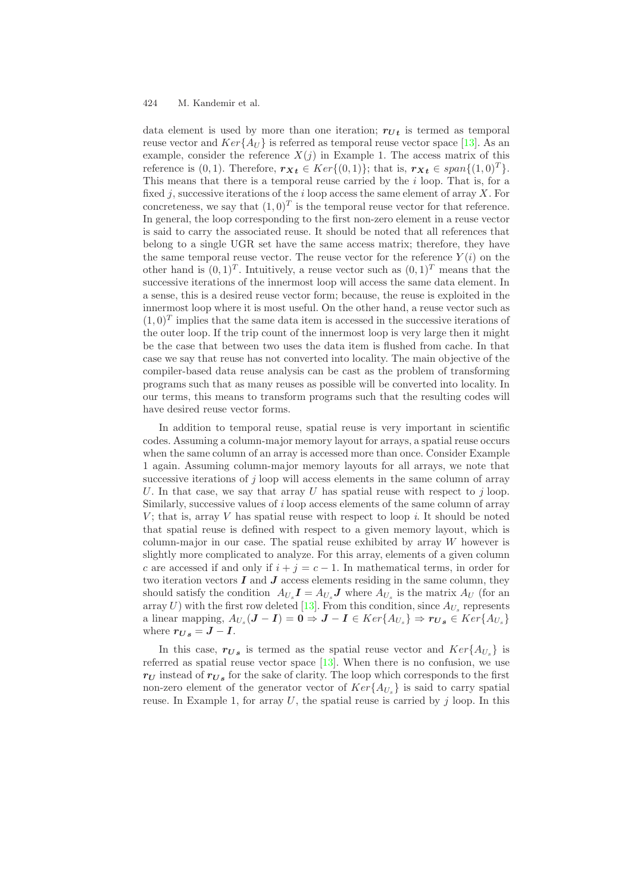data element is used by more than one iteration; $\boldsymbol{r_{U_t}}$ is termed as temporal reuse vector and $Ker\{A_U\}$ is referred as temporal reuse vector space [13]. As an example, consider the reference $X(j)$ in Example 1. The access matrix of this reference is $(0, 1)$. Therefore, $\boldsymbol{r_{X_t}} \in Ker\{(0, 1)\}$; that is, $\boldsymbol{r_{X_t}} \in span\{(1, 0)^T\}$. This means that there is a temporal reuse carried by the $i$ loop. That is, for a fixed $j$, successive iterations of the $i$ loop access the same element of array $X$. For concreteness, we say that $(1, 0)^T$ is the temporal reuse vector for that reference. In general, the loop corresponding to the first non-zero element in a reuse vector is said to carry the associated reuse. It should be noted that all references that belong to a single UGR set have the same access matrix; therefore, they have the same temporal reuse vector. The reuse vector for the reference $Y(i)$ on the other hand is $(0, 1)^T$. Intuitively, a reuse vector such as $(0, 1)^T$ means that the successive iterations of the innermost loop will access the same data element. In a sense, this is a desired reuse vector form; because, the reuse is exploited in the innermost loop where it is most useful. On the other hand, a reuse vector such as $(1, 0)^T$ implies that the same data item is accessed in the successive iterations of the outer loop. If the trip count of the innermost loop is very large then it might be the case that between two uses the data item is flushed from cache. In that case we say that reuse has not converted into locality. The main objective of the compiler-based data reuse analysis can be cast as the problem of transforming programs such that as many reuses as possible will be converted into locality. In our terms, this means to transform programs such that the resulting codes will have desired reuse vector forms.

In addition to temporal reuse, spatial reuse is very important in scientific codes. Assuming a column-major memory layout for arrays, a spatial reuse occurs when the same column of an array is accessed more than once. Consider Example 1 again. Assuming column-major memory layouts for all arrays, we note that successive iterations of $j$ loop will access elements in the same column of array $U$. In that case, we say that array $U$ has spatial reuse with respect to $j$ loop. Similarly, successive values of $i$ loop access elements of the same column of array $V$; that is, array $V$ has spatial reuse with respect to loop $i$. It should be noted that spatial reuse is defined with respect to a given memory layout, which is column-major in our case. The spatial reuse exhibited by array $W$ however is slightly more complicated to analyze. For this array, elements of a given column $c$ are accessed if and only if $i + j = c - 1$. In mathematical terms, in order for two iteration vectors $\boldsymbol{I}$ and $\boldsymbol{J}$ access elements residing in the same column, they should satisfy the condition $A_{U_s}\boldsymbol{I} = A_{U_s}\boldsymbol{J}$ where $A_{U_s}$ is the matrix $A_U$ (for an array $U$) with the first row deleted [13]. From this condition, since $A_{U_s}$ represents a linear mapping, $A_{U_s}(\boldsymbol{J} - \boldsymbol{I}) = \boldsymbol{0} \Rightarrow \boldsymbol{J} - \boldsymbol{I} \in Ker\{A_{U_s}\} \Rightarrow \boldsymbol{r_{U_s}} \in Ker\{A_{U_s}\}$ where $\boldsymbol{r_{U_s}} = \boldsymbol{J} - \boldsymbol{I}$.

In this case, $\boldsymbol{r_{U_s}}$ is termed as the spatial reuse vector and $Ker\{A_{U_s}\}$ is referred as spatial reuse vector space [13]. When there is no confusion, we use $\boldsymbol{r_U}$ instead of $\boldsymbol{r_{U_s}}$ for the sake of clarity. The loop which corresponds to the first non-zero element of the generator vector of $Ker\{A_{U_s}\}$ is said to carry spatial reuse. In Example 1, for array $U$, the spatial reuse is carried by $j$ loop. In this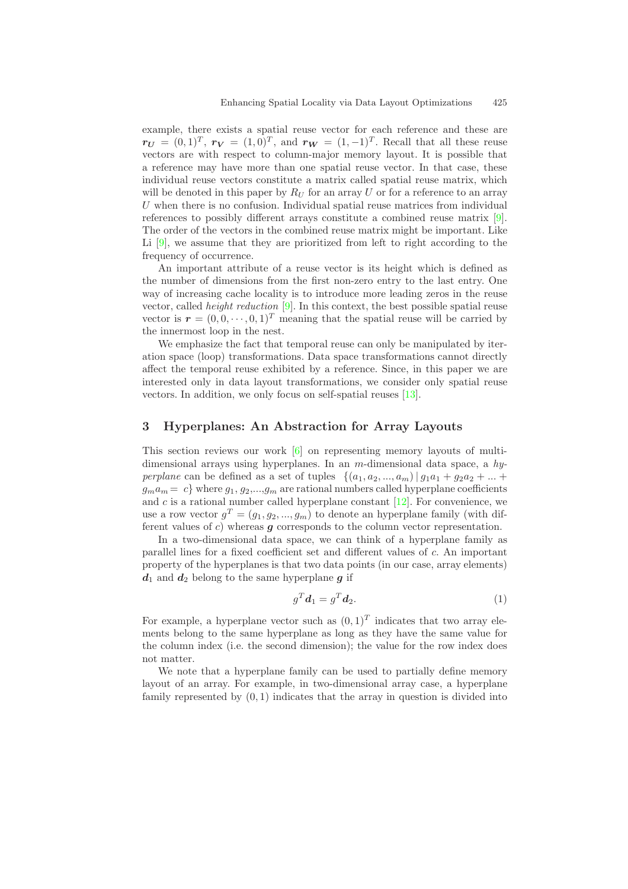example, there exists a spatial reuse vector for each reference and these are $\boldsymbol{r_U} = (0,1)^T$, $\boldsymbol{r_V} = (1,0)^T$, and $\boldsymbol{r_W} = (1,-1)^T$. Recall that all these reuse vectors are with respect to column-major memory layout. It is possible that a reference may have more than one spatial reuse vector. In that case, these individual reuse vectors constitute a matrix called spatial reuse matrix, which will be denoted in this paper by $R_U$ for an array $U$ or for a reference to an array $U$ when there is no confusion. Individual spatial reuse matrices from individual references to possibly different arrays constitute a combined reuse matrix [9]. The order of the vectors in the combined reuse matrix might be important. Like Li [9], we assume that they are prioritized from left to right according to the frequency of occurrence.

An important attribute of a reuse vector is its height which is defined as the number of dimensions from the first non-zero entry to the last entry. One way of increasing cache locality is to introduce more leading zeros in the reuse vector, called *height reduction* [9]. In this context, the best possible spatial reuse vector is $\boldsymbol{r} = (0, 0, \cdots, 0, 1)^T$ meaning that the spatial reuse will be carried by the innermost loop in the nest.

We emphasize the fact that temporal reuse can only be manipulated by iteration space (loop) transformations. Data space transformations cannot directly affect the temporal reuse exhibited by a reference. Since, in this paper we are interested only in data layout transformations, we consider only spatial reuse vectors. In addition, we only focus on self-spatial reuses [13].

## 3 Hyperplanes: An Abstraction for Array Layouts

This section reviews our work [6] on representing memory layouts of multi-dimensional arrays using hyperplanes. In an $m$-dimensional data space, a *hyperplane* can be defined as a set of tuples $\{(a_1, a_2, ..., a_m) \mid g_1a_1 + g_2a_2 + ... + g_ma_m = c\}$ where $g_1, g_2, ..., g_m$ are rational numbers called hyperplane coefficients and $c$ is a rational number called hyperplane constant [12]. For convenience, we use a row vector $g^T = (g_1, g_2, ..., g_m)$ to denote an hyperplane family (with different values of $c$) whereas $\boldsymbol{g}$ corresponds to the column vector representation.

In a two-dimensional data space, we can think of a hyperplane family as parallel lines for a fixed coefficient set and different values of $c$. An important property of the hyperplanes is that two data points (in our case, array elements) $\boldsymbol{d}_1$ and $\boldsymbol{d}_2$ belong to the same hyperplane $\boldsymbol{g}$ if

$$g^T \boldsymbol{d}_1 = g^T \boldsymbol{d}_2. \tag{1}$$

For example, a hyperplane vector such as $(0,1)^T$ indicates that two array elements belong to the same hyperplane as long as they have the same value for the column index (i.e. the second dimension); the value for the row index does not matter.

We note that a hyperplane family can be used to partially define memory layout of an array. For example, in two-dimensional array case, a hyperplane family represented by $(0,1)$ indicates that the array in question is divided into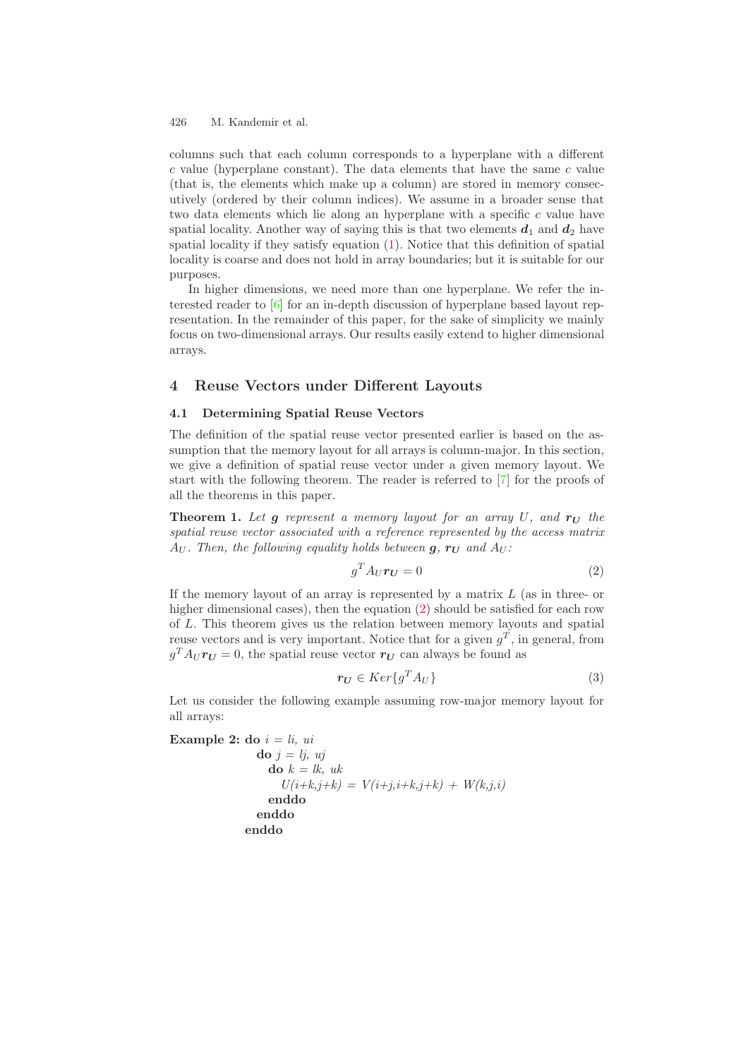columns such that each column corresponds to a hyperplane with a different $c$ value (hyperplane constant). The data elements that have the same $c$ value (that is, the elements which make up a column) are stored in memory consecutively (ordered by their column indices). We assume in a broader sense that two data elements which lie along an hyperplane with a specific $c$ value have spatial locality. Another way of saying this is that two elements $\boldsymbol{d}_1$ and $\boldsymbol{d}_2$ have spatial locality if they satisfy equation (1). Notice that this definition of spatial locality is coarse and does not hold in array boundaries; but it is suitable for our purposes.

In higher dimensions, we need more than one hyperplane. We refer the interested reader to [6] for an in-depth discussion of hyperplane based layout representation. In the remainder of this paper, for the sake of simplicity we mainly focus on two-dimensional arrays. Our results easily extend to higher dimensional arrays.

## 4 Reuse Vectors under Different Layouts

### 4.1 Determining Spatial Reuse Vectors

The definition of the spatial reuse vector presented earlier is based on the assumption that the memory layout for all arrays is column-major. In this section, we give a definition of spatial reuse vector under a given memory layout. We start with the following theorem. The reader is referred to [7] for the proofs of all the theorems in this paper.

**Theorem 1.** *Let* $\boldsymbol{g}$ *represent a memory layout for an array* $U$*, and* $\boldsymbol{r_U}$ *the spatial reuse vector associated with a reference represented by the access matrix* $A_U$*. Then, the following equality holds between* $\boldsymbol{g}$*,* $\boldsymbol{r_U}$ *and* $A_U$*:*

$$g^T A_U \boldsymbol{r_U} = 0 \tag{2}$$

If the memory layout of an array is represented by a matrix $L$ (as in three- or higher dimensional cases), then the equation (2) should be satisfied for each row of $L$. This theorem gives us the relation between memory layouts and spatial reuse vectors and is very important. Notice that for a given $g^T$, in general, from $g^T A_U \boldsymbol{r_U} = 0$, the spatial reuse vector $\boldsymbol{r_U}$ can always be found as

$$\boldsymbol{r_U} \in Ker\{g^T A_U\} \tag{3}$$

Let us consider the following example assuming row-major memory layout for all arrays:

**Example 2:**
```
do i = li, ui
  do j = lj, uj
    do k = lk, uk
      U(i+k,j+k) = V(i+j,i+k,j+k) + W(k,j,i)
    enddo
  enddo
enddo
```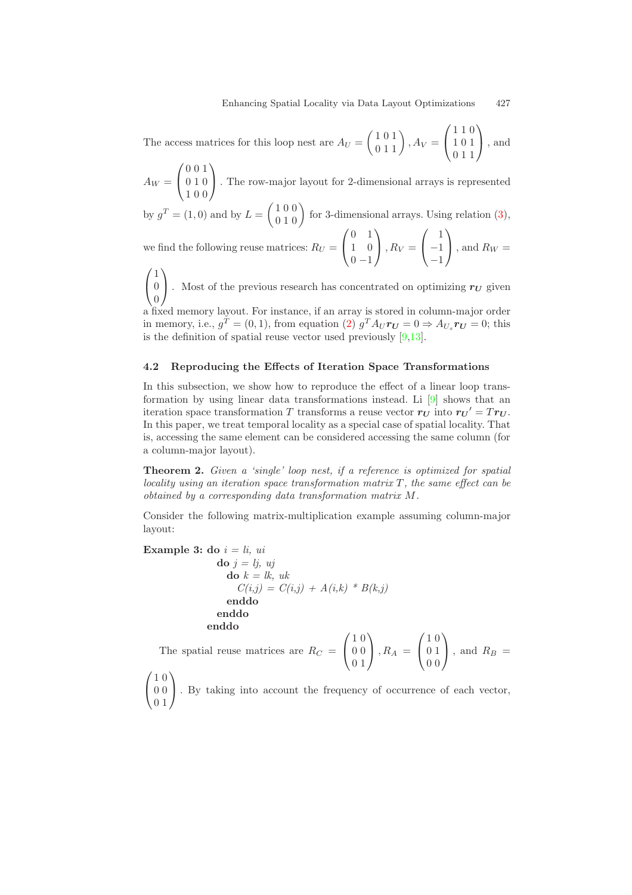The access matrices for this loop nest are $A_U = \begin{pmatrix} 1 & 0 & 1 \\ 0 & 1 & 1 \end{pmatrix}$, $A_V = \begin{pmatrix} 1 & 1 & 0 \\ 1 & 0 & 1 \\ 0 & 1 & 1 \end{pmatrix}$, and $A_W = \begin{pmatrix} 0 & 0 & 1 \\ 0 & 1 & 0 \\ 1 & 0 & 0 \end{pmatrix}$. The row-major layout for 2-dimensional arrays is represented by $g^T = (1, 0)$ and by $L = \begin{pmatrix} 1 & 0 & 0 \\ 0 & 1 & 0 \end{pmatrix}$ for 3-dimensional arrays. Using relation (3), we find the following reuse matrices: $R_U = \begin{pmatrix} 0 & 1 \\ 1 & 0 \\ 0 & -1 \end{pmatrix}$, $R_V = \begin{pmatrix} 1 \\ -1 \\ -1 \end{pmatrix}$, and $R_W = \begin{pmatrix} 1 \\ 0 \\ 0 \end{pmatrix}$. Most of the previous research has concentrated on optimizing $\boldsymbol{r_U}$ given a fixed memory layout. For instance, if an array is stored in column-major order in memory, i.e., $g^T = (0, 1)$, from equation (2) $g^T A_U \boldsymbol{r_U} = 0 \Rightarrow A_{U_s} \boldsymbol{r_U} = 0$; this is the definition of spatial reuse vector used previously [9,13].

### 4.2 Reproducing the Effects of Iteration Space Transformations

In this subsection, we show how to reproduce the effect of a linear loop transformation by using linear data transformations instead. Li [9] shows that an iteration space transformation $T$ transforms a reuse vector $\boldsymbol{r_U}$ into $\boldsymbol{r_U}' = T\boldsymbol{r_U}$. In this paper, we treat temporal locality as a special case of spatial locality. That is, accessing the same element can be considered accessing the same column (for a column-major layout).

**Theorem 2.** *Given a 'single' loop nest, if a reference is optimized for spatial locality using an iteration space transformation matrix $T$, the same effect can be obtained by a corresponding data transformation matrix $M$.*

Consider the following matrix-multiplication example assuming column-major layout:

```
Example 3: do i = li, ui
             do j = lj, uj
               do k = lk, uk
                 C(i,j) = C(i,j) + A(i,k) * B(k,j)
               enddo
             enddo
           enddo
```

The spatial reuse matrices are $R_C = \begin{pmatrix} 1 & 0 \\ 0 & 0 \\ 0 & 1 \end{pmatrix}$, $R_A = \begin{pmatrix} 1 & 0 \\ 0 & 1 \\ 0 & 0 \end{pmatrix}$, and $R_B = \begin{pmatrix} 1 & 0 \\ 0 & 0 \\ 0 & 1 \end{pmatrix}$. By taking into account the frequency of occurrence of each vector,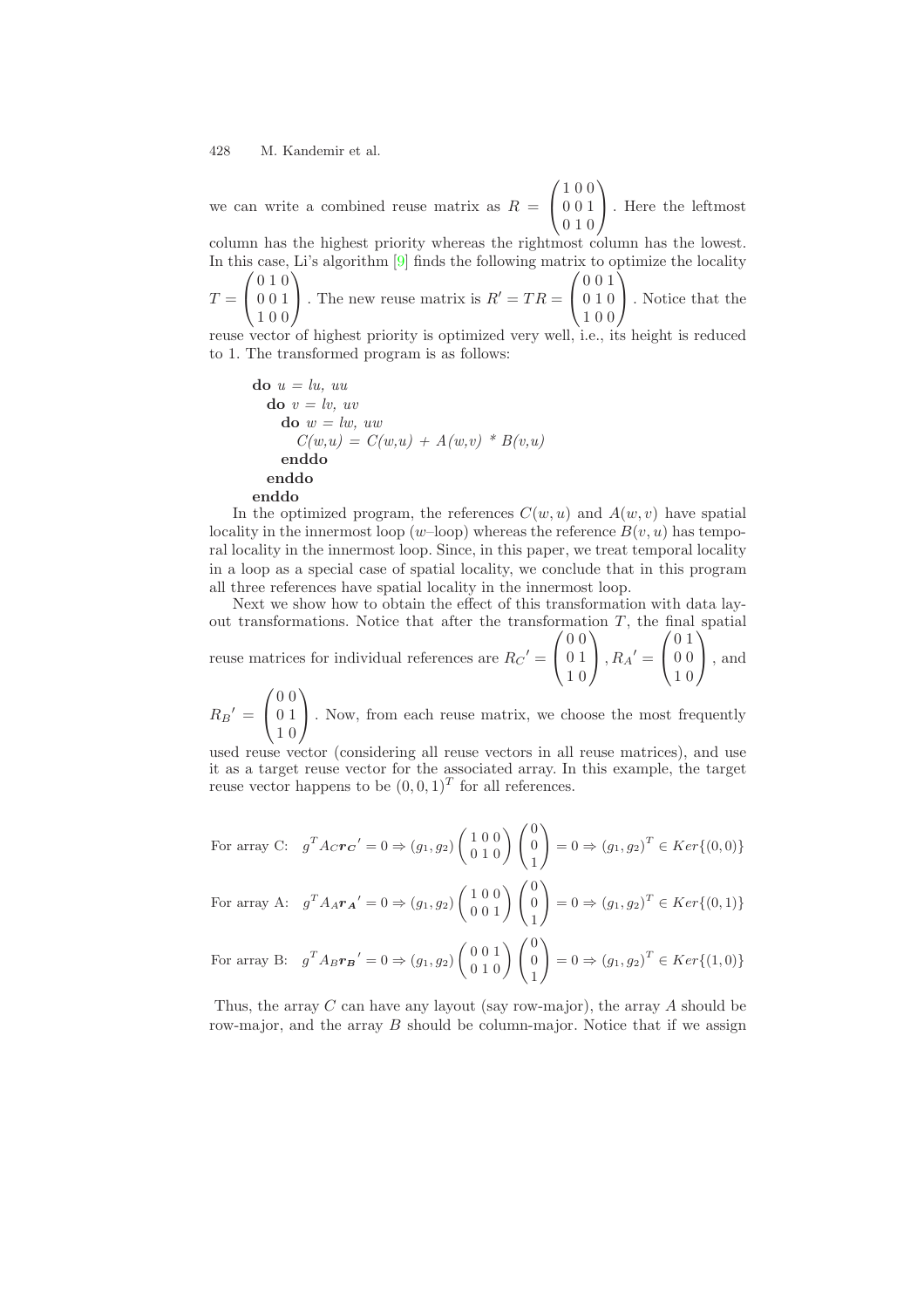we can write a combined reuse matrix as $R = \begin{pmatrix} 1 & 0 & 0 \\ 0 & 0 & 1 \\ 0 & 1 & 0 \end{pmatrix}$. Here the leftmost column has the highest priority whereas the rightmost column has the lowest. In this case, Li's algorithm [9] finds the following matrix to optimize the locality $T = \begin{pmatrix} 0 & 1 & 0 \\ 0 & 0 & 1 \\ 1 & 0 & 0 \end{pmatrix}$. The new reuse matrix is $R' = TR = \begin{pmatrix} 0 & 0 & 1 \\ 0 & 1 & 0 \\ 1 & 0 & 0 \end{pmatrix}$. Notice that the reuse vector of highest priority is optimized very well, i.e., its height is reduced to 1. The transformed program is as follows:

```
do u = lu, uu
  do v = lv, uv
    do w = lw, uw
      C(w,u) = C(w,u) + A(w,v) * B(v,u)
    enddo
  enddo
enddo
```

In the optimized program, the references $C(w, u)$ and $A(w, v)$ have spatial locality in the innermost loop ($w$–loop) whereas the reference $B(v, u)$ has temporal locality in the innermost loop. Since, in this paper, we treat temporal locality in a loop as a special case of spatial locality, we conclude that in this program all three references have spatial locality in the innermost loop.

Next we show how to obtain the effect of this transformation with data layout transformations. Notice that after the transformation $T$, the final spatial reuse matrices for individual references are $R_C{}' = \begin{pmatrix} 0 & 0 \\ 0 & 1 \\ 1 & 0 \end{pmatrix}$, $R_A{}' = \begin{pmatrix} 0 & 1 \\ 0 & 0 \\ 1 & 0 \end{pmatrix}$, and $R_B{}' = \begin{pmatrix} 0 & 0 \\ 0 & 1 \\ 1 & 0 \end{pmatrix}$. Now, from each reuse matrix, we choose the most frequently used reuse vector (considering all reuse vectors in all reuse matrices), and use it as a target reuse vector for the associated array. In this example, the target reuse vector happens to be $(0, 0, 1)^T$ for all references.

For array C: $g^T A_C \boldsymbol{r_C}' = 0 \Rightarrow (g_1, g_2) \begin{pmatrix} 1 & 0 & 0 \\ 0 & 1 & 0 \end{pmatrix} \begin{pmatrix} 0 \\ 0 \\ 1 \end{pmatrix} = 0 \Rightarrow (g_1, g_2)^T \in Ker\{(0, 0)\}$

For array A: $g^T A_A \boldsymbol{r_A}' = 0 \Rightarrow (g_1, g_2) \begin{pmatrix} 1 & 0 & 0 \\ 0 & 0 & 1 \end{pmatrix} \begin{pmatrix} 0 \\ 0 \\ 1 \end{pmatrix} = 0 \Rightarrow (g_1, g_2)^T \in Ker\{(0, 1)\}$

For array B: $g^T A_B \boldsymbol{r_B}' = 0 \Rightarrow (g_1, g_2) \begin{pmatrix} 0 & 0 & 1 \\ 0 & 1 & 0 \end{pmatrix} \begin{pmatrix} 0 \\ 0 \\ 1 \end{pmatrix} = 0 \Rightarrow (g_1, g_2)^T \in Ker\{(1, 0)\}$

Thus, the array $C$ can have any layout (say row-major), the array $A$ should be row-major, and the array $B$ should be column-major. Notice that if we assign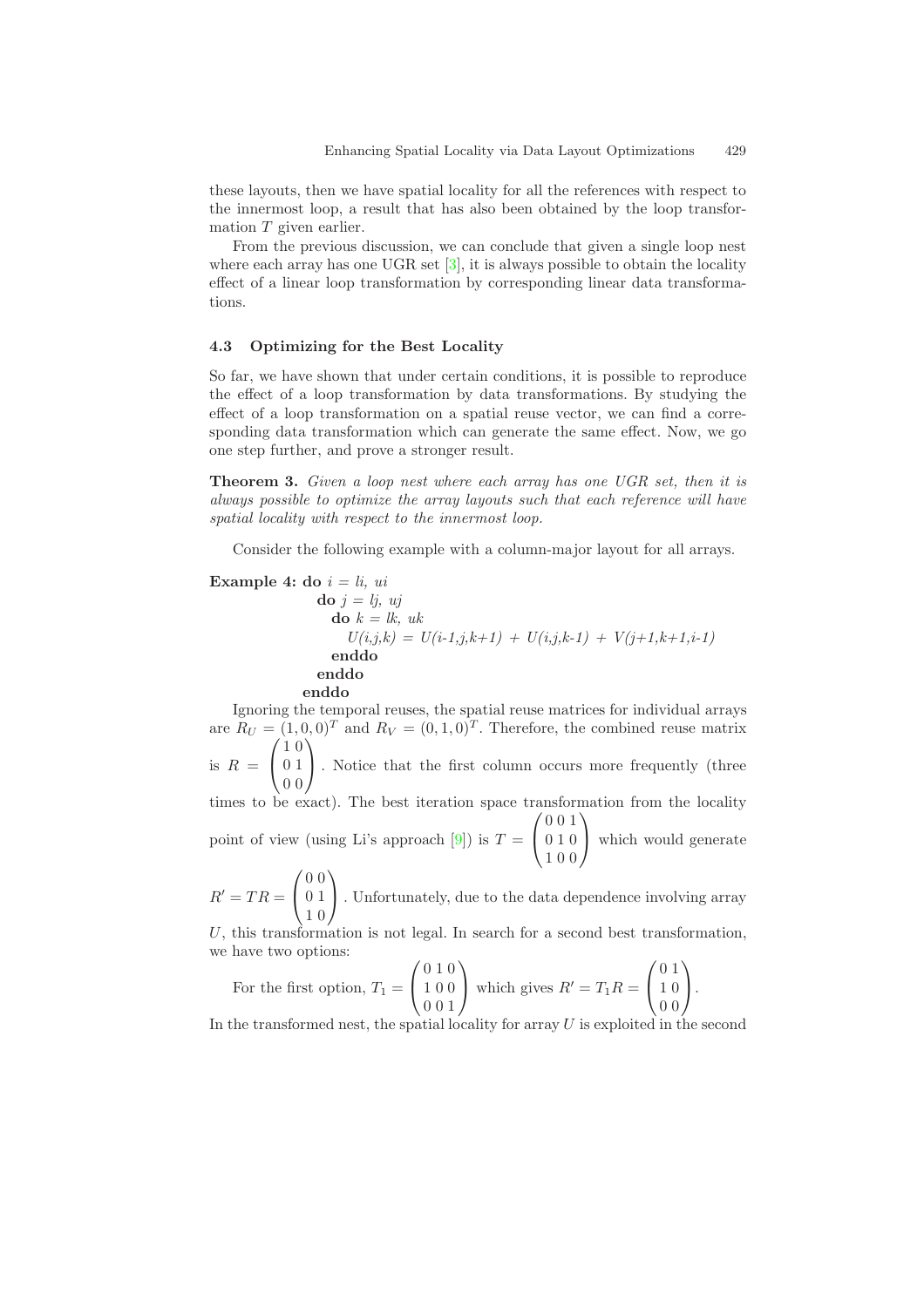these layouts, then we have spatial locality for all the references with respect to the innermost loop, a result that has also been obtained by the loop transformation $T$ given earlier.

From the previous discussion, we can conclude that given a single loop nest where each array has one UGR set [3], it is always possible to obtain the locality effect of a linear loop transformation by corresponding linear data transformations.

### 4.3 Optimizing for the Best Locality

So far, we have shown that under certain conditions, it is possible to reproduce the effect of a loop transformation by data transformations. By studying the effect of a loop transformation on a spatial reuse vector, we can find a corresponding data transformation which can generate the same effect. Now, we go one step further, and prove a stronger result.

**Theorem 3.** *Given a loop nest where each array has one UGR set, then it is always possible to optimize the array layouts such that each reference will have spatial locality with respect to the innermost loop.*

Consider the following example with a column-major layout for all arrays.

**Example 4:**
```
do i = li, ui
   do j = lj, uj
      do k = lk, uk
         U(i,j,k) = U(i-1,j,k+1) + U(i,j,k-1) + V(j+1,k+1,i-1)
      enddo
   enddo
enddo
```

Ignoring the temporal reuses, the spatial reuse matrices for individual arrays are $R_U = (1,0,0)^T$ and $R_V = (0,1,0)^T$. Therefore, the combined reuse matrix is $R = \begin{pmatrix} 1 & 0 \\ 0 & 1 \\ 0 & 0 \end{pmatrix}$. Notice that the first column occurs more frequently (three times to be exact). The best iteration space transformation from the locality point of view (using Li's approach [9]) is $T = \begin{pmatrix} 0 & 0 & 1 \\ 0 & 1 & 0 \\ 1 & 0 & 0 \end{pmatrix}$ which would generate $R' = TR = \begin{pmatrix} 0 & 0 \\ 0 & 1 \\ 1 & 0 \end{pmatrix}$. Unfortunately, due to the data dependence involving array $U$, this transformation is not legal. In search for a second best transformation, we have two options:

For the first option, $T_1 = \begin{pmatrix} 0 & 1 & 0 \\ 1 & 0 & 0 \\ 0 & 0 & 1 \end{pmatrix}$ which gives $R' = T_1 R = \begin{pmatrix} 0 & 1 \\ 1 & 0 \\ 0 & 0 \end{pmatrix}$.

In the transformed nest, the spatial locality for array $U$ is exploited in the second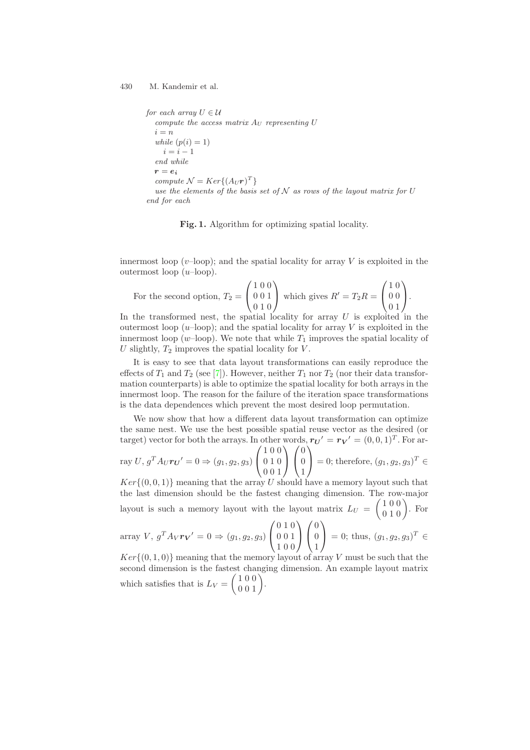```
for each array U ∈ 𝒰
   compute the access matrix A_U representing U
   i = n
   while (p(i) = 1)
      i = i − 1
   end while
   r = e_i
   compute 𝒩 = Ker{(A_U r)^T}
   use the elements of the basis set of 𝒩 as rows of the layout matrix for U
end for each
```

**Fig. 1.** Algorithm for optimizing spatial locality.

innermost loop ($v$–loop); and the spatial locality for array $V$ is exploited in the outermost loop ($u$–loop).

For the second option, $T_2 = \begin{pmatrix} 1 & 0 & 0 \\ 0 & 0 & 1 \\ 0 & 1 & 0 \end{pmatrix}$ which gives $R' = T_2 R = \begin{pmatrix} 1 & 0 \\ 0 & 0 \\ 0 & 1 \end{pmatrix}$. In the transformed nest, the spatial locality for array $U$ is exploited in the outermost loop ($u$–loop); and the spatial locality for array $V$ is exploited in the innermost loop ($w$–loop). We note that while $T_1$ improves the spatial locality of $U$ slightly, $T_2$ improves the spatial locality for $V$.

It is easy to see that data layout transformations can easily reproduce the effects of $T_1$ and $T_2$ (see [7]). However, neither $T_1$ nor $T_2$ (nor their data transformation counterparts) is able to optimize the spatial locality for both arrays in the innermost loop. The reason for the failure of the iteration space transformations is the data dependences which prevent the most desired loop permutation.

We now show that how a different data layout transformation can optimize the same nest. We use the best possible spatial reuse vector as the desired (or target) vector for both the arrays. In other words, $\boldsymbol{r_U}' = \boldsymbol{r_V}' = (0, 0, 1)^T$. For array $U$, $g^T A_U \boldsymbol{r_U}' = 0 \Rightarrow (g_1, g_2, g_3) \begin{pmatrix} 1 & 0 & 0 \\ 0 & 1 & 0 \\ 0 & 0 & 1 \end{pmatrix} \begin{pmatrix} 0 \\ 0 \\ 1 \end{pmatrix} = 0$; therefore, $(g_1, g_2, g_3)^T \in Ker\{(0, 0, 1)\}$ meaning that the array $U$ should have a memory layout such that the last dimension should be the fastest changing dimension. The row-major layout is such a memory layout with the layout matrix $L_U = \begin{pmatrix} 1 & 0 & 0 \\ 0 & 1 & 0 \end{pmatrix}$. For array $V$, $g^T A_V \boldsymbol{r_V}' = 0 \Rightarrow (g_1, g_2, g_3) \begin{pmatrix} 0 & 1 & 0 \\ 0 & 0 & 1 \\ 1 & 0 & 0 \end{pmatrix} \begin{pmatrix} 0 \\ 0 \\ 1 \end{pmatrix} = 0$; thus, $(g_1, g_2, g_3)^T \in Ker\{(0, 1, 0)\}$ meaning that the memory layout of array $V$ must be such that the second dimension is the fastest changing dimension. An example layout matrix which satisfies that is $L_V = \begin{pmatrix} 1 & 0 & 0 \\ 0 & 0 & 1 \end{pmatrix}$.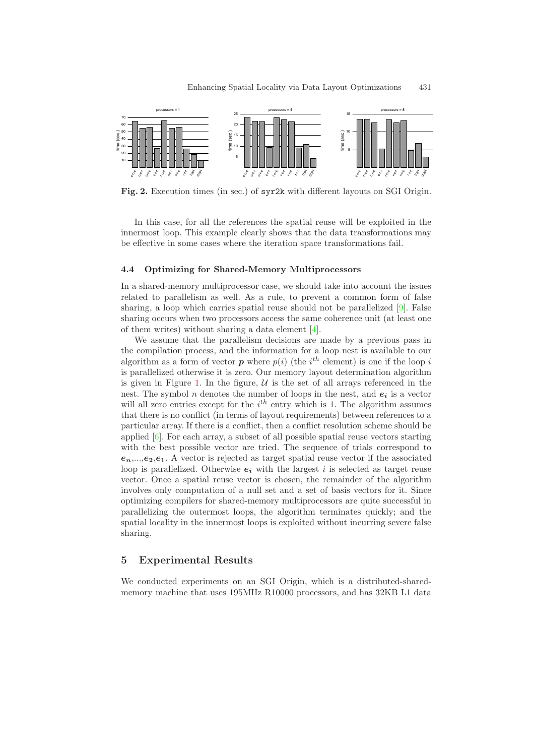**Fig. 2.** Execution times (in sec.) of `syr2k` with different layouts on SGI Origin.

In this case, for all the references the spatial reuse will be exploited in the innermost loop. This example clearly shows that the data transformations may be effective in some cases where the iteration space transformations fail.

### 4.4 Optimizing for Shared-Memory Multiprocessors

In a shared-memory multiprocessor case, we should take into account the issues related to parallelism as well. As a rule, to prevent a common form of false sharing, a loop which carries spatial reuse should not be parallelized [9]. False sharing occurs when two processors access the same coherence unit (at least one of them writes) without sharing a data element [4].

We assume that the parallelism decisions are made by a previous pass in the compilation process, and the information for a loop nest is available to our algorithm as a form of vector $\boldsymbol{p}$ where $p(i)$ (the $i^{th}$ element) is one if the loop $i$ is parallelized otherwise it is zero. Our memory layout determination algorithm is given in Figure 1. In the figure, $\mathcal{U}$ is the set of all arrays referenced in the nest. The symbol $n$ denotes the number of loops in the nest, and $\boldsymbol{e_i}$ is a vector will all zero entries except for the $i^{th}$ entry which is 1. The algorithm assumes that there is no conflict (in terms of layout requirements) between references to a particular array. If there is a conflict, then a conflict resolution scheme should be applied [6]. For each array, a subset of all possible spatial reuse vectors starting with the best possible vector are tried. The sequence of trials correspond to $\boldsymbol{e_n}$,...,$\boldsymbol{e_2}$,$\boldsymbol{e_1}$. A vector is rejected as target spatial reuse vector if the associated loop is parallelized. Otherwise $\boldsymbol{e_i}$ with the largest $i$ is selected as target reuse vector. Once a spatial reuse vector is chosen, the remainder of the algorithm involves only computation of a null set and a set of basis vectors for it. Since optimizing compilers for shared-memory multiprocessors are quite successful in parallelizing the outermost loops, the algorithm terminates quickly; and the spatial locality in the innermost loops is exploited without incurring severe false sharing.

## 5 Experimental Results

We conducted experiments on an SGI Origin, which is a distributed-shared-memory machine that uses 195MHz R10000 processors, and has 32KB L1 data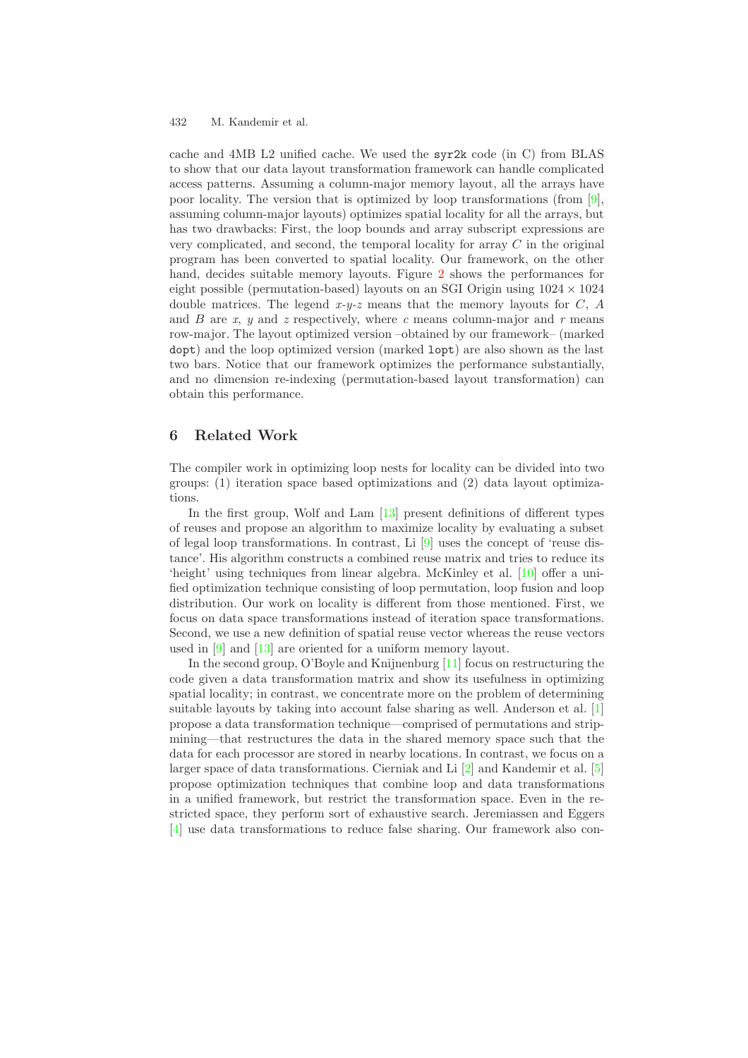cache and 4MB L2 unified cache. We used the `syr2k` code (in C) from BLAS to show that our data layout transformation framework can handle complicated access patterns. Assuming a column-major memory layout, all the arrays have poor locality. The version that is optimized by loop transformations (from [9], assuming column-major layouts) optimizes spatial locality for all the arrays, but has two drawbacks: First, the loop bounds and array subscript expressions are very complicated, and second, the temporal locality for array $C$ in the original program has been converted to spatial locality. Our framework, on the other hand, decides suitable memory layouts. Figure 2 shows the performances for eight possible (permutation-based) layouts on an SGI Origin using $1024 \times 1024$ double matrices. The legend $x$-$y$-$z$ means that the memory layouts for $C$, $A$ and $B$ are $x$, $y$ and $z$ respectively, where $c$ means column-major and $r$ means row-major. The layout optimized version –obtained by our framework– (marked `dopt`) and the loop optimized version (marked `lopt`) are also shown as the last two bars. Notice that our framework optimizes the performance substantially, and no dimension re-indexing (permutation-based layout transformation) can obtain this performance.

## 6 Related Work

The compiler work in optimizing loop nests for locality can be divided into two groups: (1) iteration space based optimizations and (2) data layout optimizations.

In the first group, Wolf and Lam [13] present definitions of different types of reuses and propose an algorithm to maximize locality by evaluating a subset of legal loop transformations. In contrast, Li [9] uses the concept of 'reuse distance'. His algorithm constructs a combined reuse matrix and tries to reduce its 'height' using techniques from linear algebra. McKinley et al. [10] offer a unified optimization technique consisting of loop permutation, loop fusion and loop distribution. Our work on locality is different from those mentioned. First, we focus on data space transformations instead of iteration space transformations. Second, we use a new definition of spatial reuse vector whereas the reuse vectors used in [9] and [13] are oriented for a uniform memory layout.

In the second group, O'Boyle and Knijnenburg [11] focus on restructuring the code given a data transformation matrix and show its usefulness in optimizing spatial locality; in contrast, we concentrate more on the problem of determining suitable layouts by taking into account false sharing as well. Anderson et al. [1] propose a data transformation technique—comprised of permutations and strip-mining—that restructures the data in the shared memory space such that the data for each processor are stored in nearby locations. In contrast, we focus on a larger space of data transformations. Cierniak and Li [2] and Kandemir et al. [5] propose optimization techniques that combine loop and data transformations in a unified framework, but restrict the transformation space. Even in the restricted space, they perform sort of exhaustive search. Jeremiassen and Eggers [4] use data transformations to reduce false sharing. Our framework also con-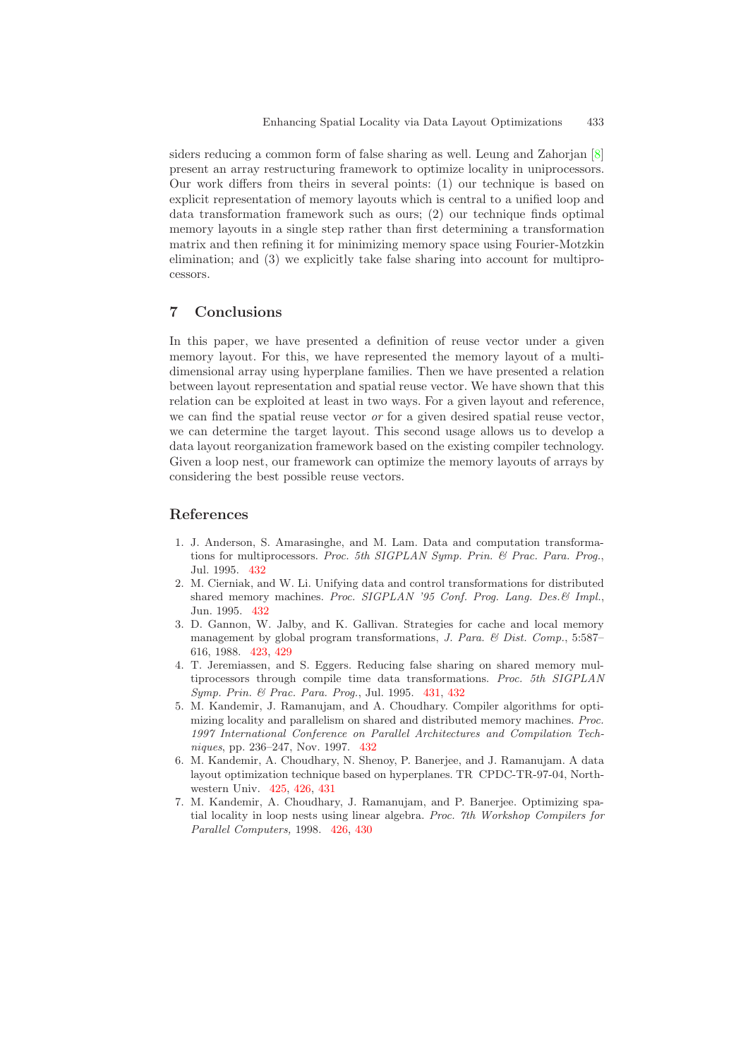siders reducing a common form of false sharing as well. Leung and Zahorjan [8] present an array restructuring framework to optimize locality in uniprocessors. Our work differs from theirs in several points: (1) our technique is based on explicit representation of memory layouts which is central to a unified loop and data transformation framework such as ours; (2) our technique finds optimal memory layouts in a single step rather than first determining a transformation matrix and then refining it for minimizing memory space using Fourier-Motzkin elimination; and (3) we explicitly take false sharing into account for multiprocessors.

## 7 Conclusions

In this paper, we have presented a definition of reuse vector under a given memory layout. For this, we have represented the memory layout of a multi-dimensional array using hyperplane families. Then we have presented a relation between layout representation and spatial reuse vector. We have shown that this relation can be exploited at least in two ways. For a given layout and reference, we can find the spatial reuse vector *or* for a given desired spatial reuse vector, we can determine the target layout. This second usage allows us to develop a data layout reorganization framework based on the existing compiler technology. Given a loop nest, our framework can optimize the memory layouts of arrays by considering the best possible reuse vectors.

## References

1. J. Anderson, S. Amarasinghe, and M. Lam. Data and computation transformations for multiprocessors. *Proc. 5th SIGPLAN Symp. Prin. & Prac. Para. Prog.*, Jul. 1995. 432
2. M. Cierniak, and W. Li. Unifying data and control transformations for distributed shared memory machines. *Proc. SIGPLAN '95 Conf. Prog. Lang. Des.& Impl.*, Jun. 1995. 432
3. D. Gannon, W. Jalby, and K. Gallivan. Strategies for cache and local memory management by global program transformations, *J. Para. & Dist. Comp.*, 5:587–616, 1988. 423, 429
4. T. Jeremiassen, and S. Eggers. Reducing false sharing on shared memory multiprocessors through compile time data transformations. *Proc. 5th SIGPLAN Symp. Prin. & Prac. Para. Prog.*, Jul. 1995. 431, 432
5. M. Kandemir, J. Ramanujam, and A. Choudhary. Compiler algorithms for optimizing locality and parallelism on shared and distributed memory machines. *Proc. 1997 International Conference on Parallel Architectures and Compilation Techniques*, pp. 236–247, Nov. 1997. 432
6. M. Kandemir, A. Choudhary, N. Shenoy, P. Banerjee, and J. Ramanujam. A data layout optimization technique based on hyperplanes. TR CPDC-TR-97-04, Northwestern Univ. 425, 426, 431
7. M. Kandemir, A. Choudhary, J. Ramanujam, and P. Banerjee. Optimizing spatial locality in loop nests using linear algebra. *Proc. 7th Workshop Compilers for Parallel Computers,* 1998. 426, 430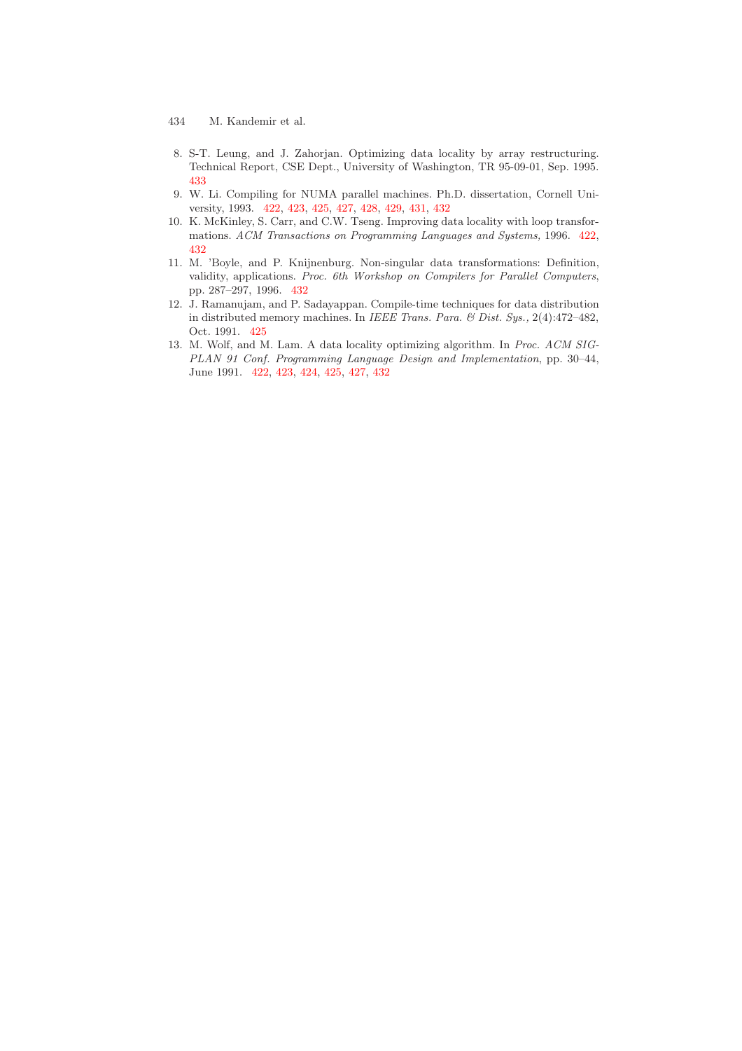8. S-T. Leung, and J. Zahorjan. Optimizing data locality by array restructuring. Technical Report, CSE Dept., University of Washington, TR 95-09-01, Sep. 1995. 433
9. W. Li. Compiling for NUMA parallel machines. Ph.D. dissertation, Cornell University, 1993. 422, 423, 425, 427, 428, 429, 431, 432
10. K. McKinley, S. Carr, and C.W. Tseng. Improving data locality with loop transformations. *ACM Transactions on Programming Languages and Systems,* 1996. 422, 432
11. M. 'Boyle, and P. Knijnenburg. Non-singular data transformations: Definition, validity, applications. *Proc. 6th Workshop on Compilers for Parallel Computers*, pp. 287–297, 1996. 432
12. J. Ramanujam, and P. Sadayappan. Compile-time techniques for data distribution in distributed memory machines. In *IEEE Trans. Para. & Dist. Sys.,* 2(4):472–482, Oct. 1991. 425
13. M. Wolf, and M. Lam. A data locality optimizing algorithm. In *Proc. ACM SIGPLAN 91 Conf. Programming Language Design and Implementation*, pp. 30–44, June 1991. 422, 423, 424, 425, 427, 432